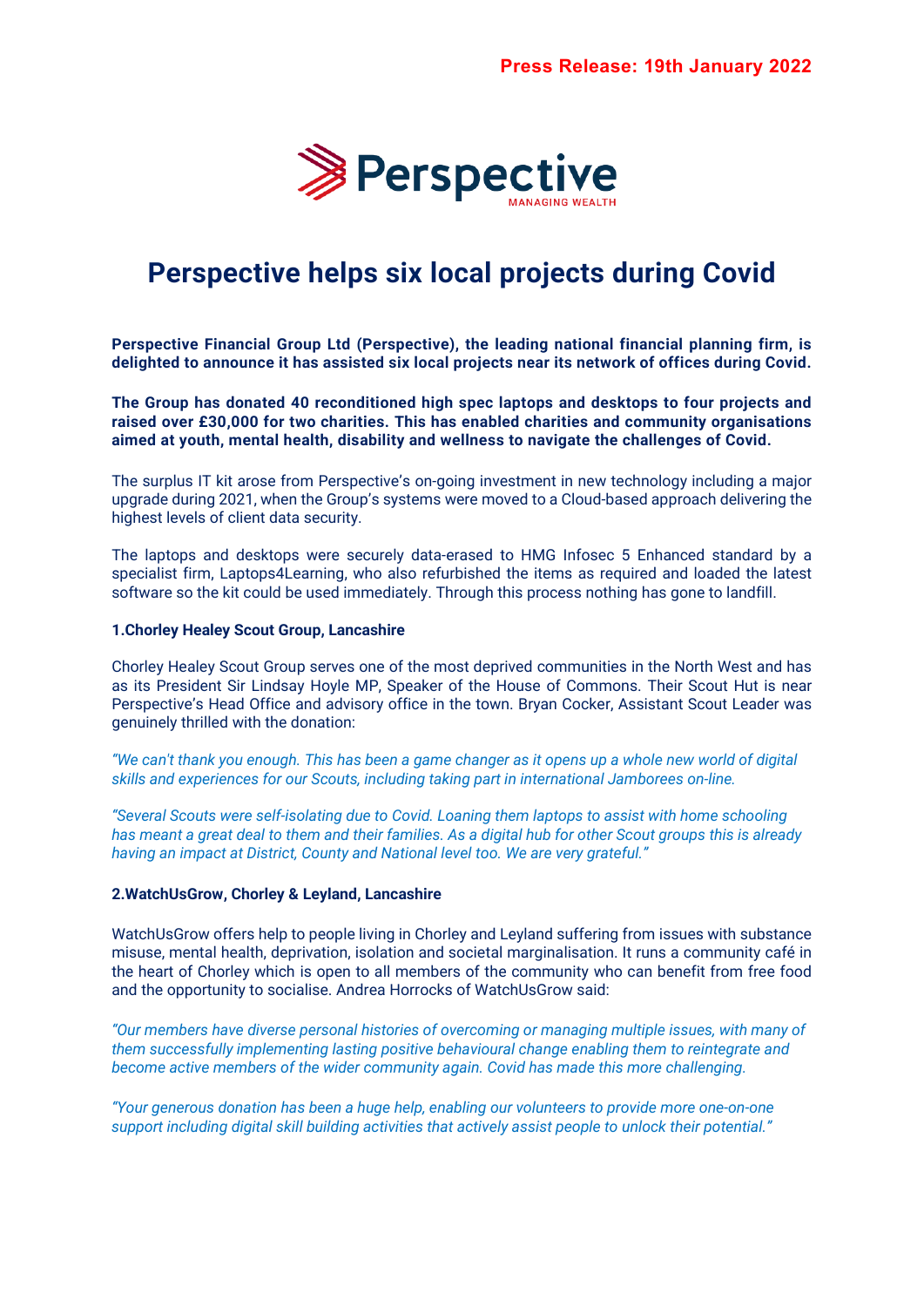**Press Release: 19th January 2022**

Perspective

MANAGING WEALTH

# Perspective helps six local projects during Covid

**Perspective Financial Group Ltd (Perspective), the leading national financial planning firm, is delighted to announce it has assisted six local projects near its network of offices during Covid.**

**The Group has donated 40 reconditioned high spec laptops and desktops to four projects and raised over £30,000 for two charities. This has enabled charities and community organisations aimed at youth, mental health, disability and wellness to navigate the challenges of Covid.**

The surplus IT kit arose from Perspective's on-going investment in new technology including a major upgrade during 2021, when the Group's systems were moved to a Cloud-based approach delivering the highest levels of client data security.

The laptops and desktops were securely data-erased to HMG Infosec 5 Enhanced standard by a specialist firm, Laptops4Learning, who also refurbished the items as required and loaded the latest software so the kit could be used immediately. Through this process nothing has gone to landfill.

**1.Chorley Healey Scout Group, Lancashire**

Chorley Healey Scout Group serves one of the most deprived communities in the North West and has as its President Sir Lindsay Hoyle MP, Speaker of the House of Commons. Their Scout Hut is near Perspective's Head Office and advisory office in the town. Bryan Cocker, Assistant Scout Leader was genuinely thrilled with the donation:

*"We can't thank you enough. This has been a game changer as it opens up a whole new world of digital skills and experiences for our Scouts, including taking part in international Jamborees on-line.*

*"Several Scouts were self-isolating due to Covid. Loaning them laptops to assist with home schooling has meant a great deal to them and their families. As a digital hub for other Scout groups this is already having an impact at District, County and National level too. We are very grateful."*

**2.WatchUsGrow, Chorley & Leyland, Lancashire**

WatchUsGrow offers help to people living in Chorley and Leyland suffering from issues with substance misuse, mental health, deprivation, isolation and societal marginalisation. It runs a community café in the heart of Chorley which is open to all members of the community who can benefit from free food and the opportunity to socialise. Andrea Horrocks of WatchUsGrow said:

*"Our members have diverse personal histories of overcoming or managing multiple issues, with many of them successfully implementing lasting positive behavioural change enabling them to reintegrate and become active members of the wider community again. Covid has made this more challenging.*

*"Your generous donation has been a huge help, enabling our volunteers to provide more one-on-one support including digital skill building activities that actively assist people to unlock their potential."*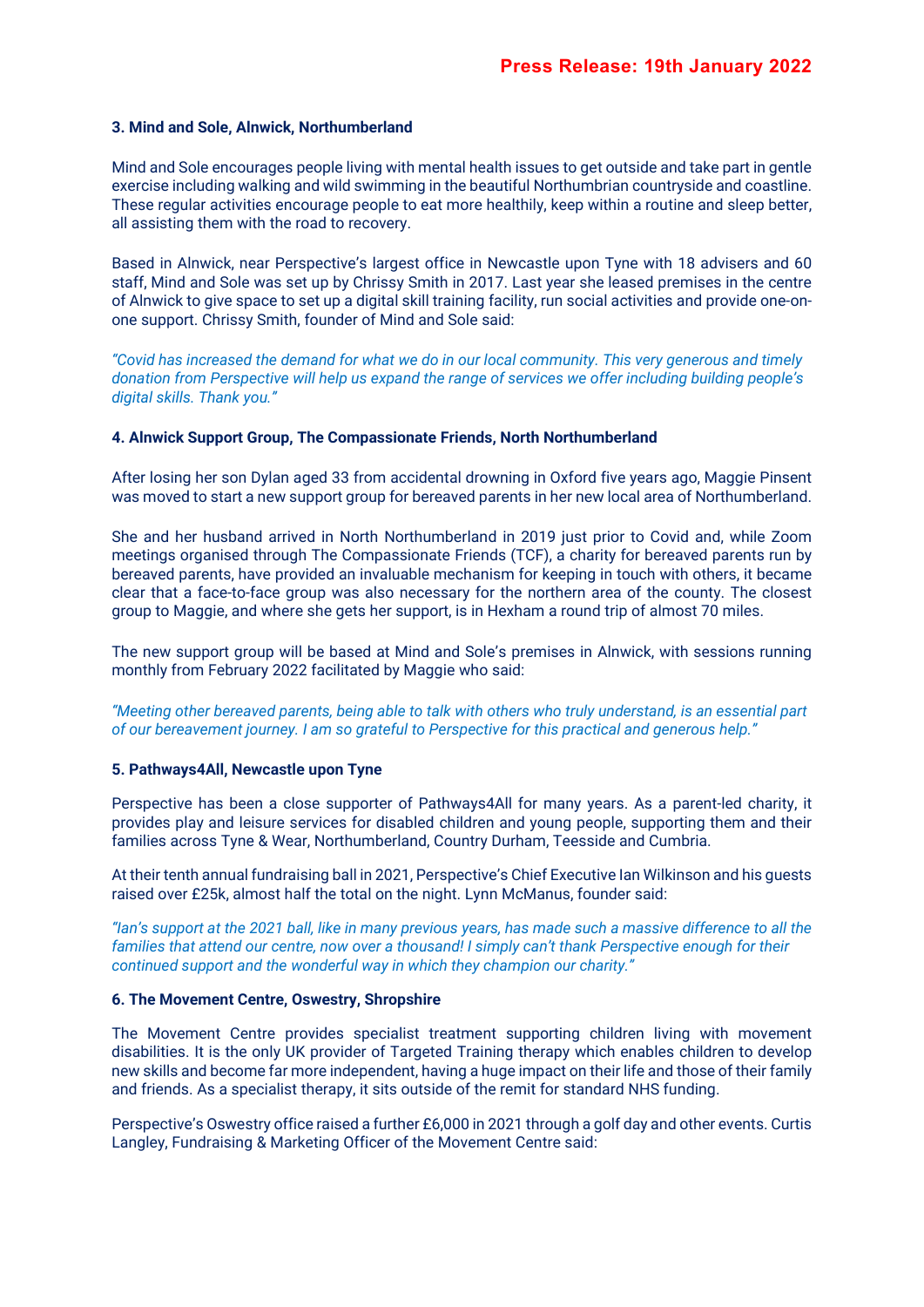### 3. Mind and Sole, Alnwick, Northumberland

Mind and Sole encourages people living with mental health issues to get outside and take part in gentle exercise including walking and wild swimming in the beautiful Northumbrian countryside and coastline. These regular activities encourage people to eat more healthily, keep within a routine and sleep better, all assisting them with the road to recovery.

Based in Alnwick, near Perspective's largest office in Newcastle upon Tyne with 18 advisers and 60 staff, Mind and Sole was set up by Chrissy Smith in 2017. Last year she leased premises in the centre of Alnwick to give space to set up a digital skill training facility, run social activities and provide one-on-one support. Chrissy Smith, founder of Mind and Sole said:

*"Covid has increased the demand for what we do in our local community. This very generous and timely donation from Perspective will help us expand the range of services we offer including building people's digital skills. Thank you."*

### 4. Alnwick Support Group, The Compassionate Friends, North Northumberland

After losing her son Dylan aged 33 from accidental drowning in Oxford five years ago, Maggie Pinsent was moved to start a new support group for bereaved parents in her new local area of Northumberland.

She and her husband arrived in North Northumberland in 2019 just prior to Covid and, while Zoom meetings organised through The Compassionate Friends (TCF), a charity for bereaved parents run by bereaved parents, have provided an invaluable mechanism for keeping in touch with others, it became clear that a face-to-face group was also necessary for the northern area of the county. The closest group to Maggie, and where she gets her support, is in Hexham a round trip of almost 70 miles.

The new support group will be based at Mind and Sole's premises in Alnwick, with sessions running monthly from February 2022 facilitated by Maggie who said:

*"Meeting other bereaved parents, being able to talk with others who truly understand, is an essential part of our bereavement journey. I am so grateful to Perspective for this practical and generous help."*

### 5. Pathways4All, Newcastle upon Tyne

Perspective has been a close supporter of Pathways4All for many years. As a parent-led charity, it provides play and leisure services for disabled children and young people, supporting them and their families across Tyne & Wear, Northumberland, Country Durham, Teesside and Cumbria.

At their tenth annual fundraising ball in 2021, Perspective's Chief Executive Ian Wilkinson and his guests raised over £25k, almost half the total on the night. Lynn McManus, founder said:

*"Ian's support at the 2021 ball, like in many previous years, has made such a massive difference to all the families that attend our centre, now over a thousand! I simply can't thank Perspective enough for their continued support and the wonderful way in which they champion our charity."*

### 6. The Movement Centre, Oswestry, Shropshire

The Movement Centre provides specialist treatment supporting children living with movement disabilities. It is the only UK provider of Targeted Training therapy which enables children to develop new skills and become far more independent, having a huge impact on their life and those of their family and friends. As a specialist therapy, it sits outside of the remit for standard NHS funding.

Perspective's Oswestry office raised a further £6,000 in 2021 through a golf day and other events. Curtis Langley, Fundraising & Marketing Officer of the Movement Centre said: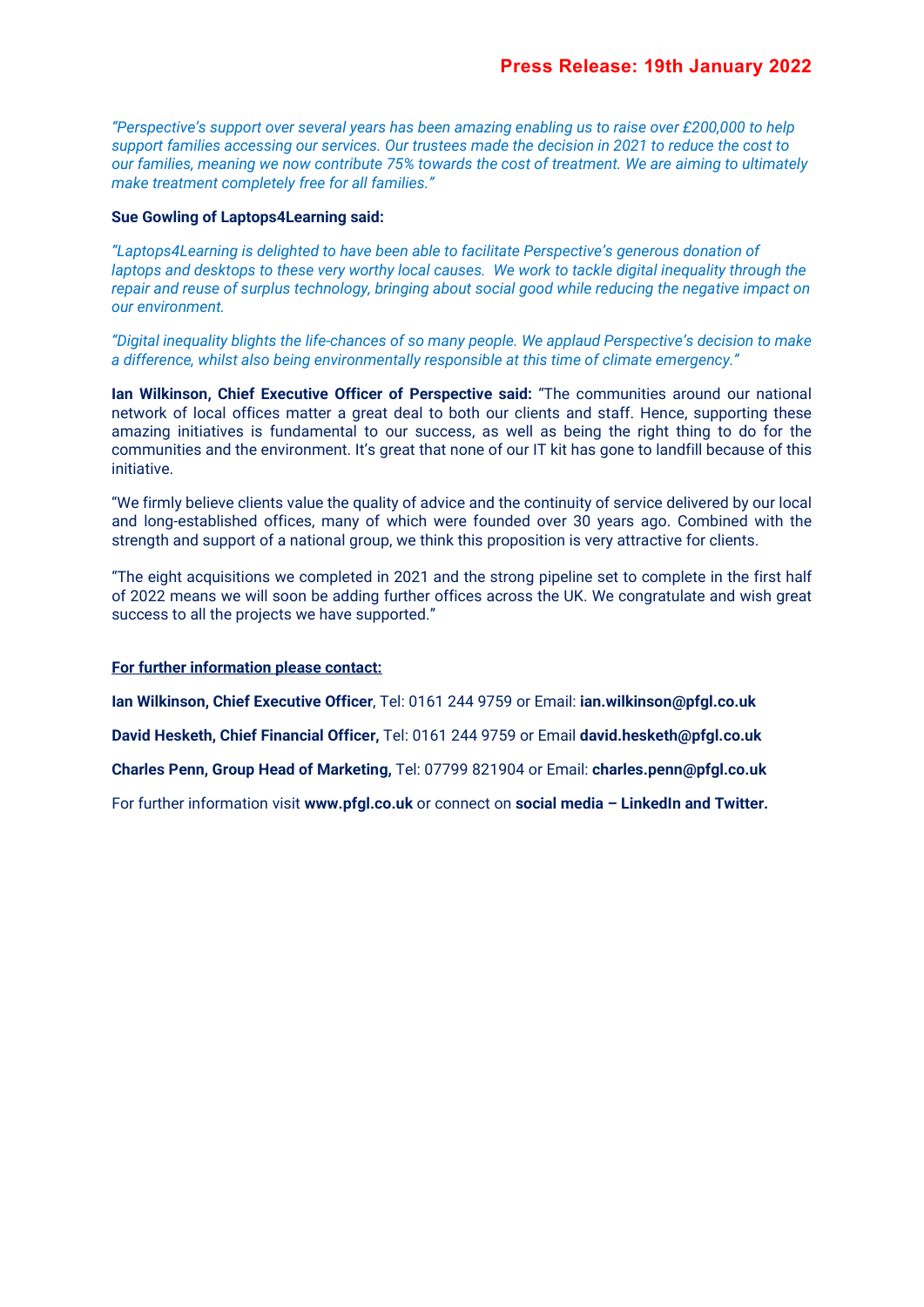*"Perspective's support over several years has been amazing enabling us to raise over £200,000 to help support families accessing our services. Our trustees made the decision in 2021 to reduce the cost to our families, meaning we now contribute 75% towards the cost of treatment. We are aiming to ultimately make treatment completely free for all families."*

**Sue Gowling of Laptops4Learning said:**

*"Laptops4Learning is delighted to have been able to facilitate Perspective's generous donation of laptops and desktops to these very worthy local causes. We work to tackle digital inequality through the repair and reuse of surplus technology, bringing about social good while reducing the negative impact on our environment.*

*"Digital inequality blights the life-chances of so many people. We applaud Perspective's decision to make a difference, whilst also being environmentally responsible at this time of climate emergency."*

**Ian Wilkinson, Chief Executive Officer of Perspective said:** "The communities around our national network of local offices matter a great deal to both our clients and staff. Hence, supporting these amazing initiatives is fundamental to our success, as well as being the right thing to do for the communities and the environment. It's great that none of our IT kit has gone to landfill because of this initiative.

"We firmly believe clients value the quality of advice and the continuity of service delivered by our local and long-established offices, many of which were founded over 30 years ago. Combined with the strength and support of a national group, we think this proposition is very attractive for clients.

"The eight acquisitions we completed in 2021 and the strong pipeline set to complete in the first half of 2022 means we will soon be adding further offices across the UK. We congratulate and wish great success to all the projects we have supported."

**For further information please contact:**

**Ian Wilkinson, Chief Executive Officer**, Tel: 0161 244 9759 or Email: **ian.wilkinson@pfgl.co.uk**

**David Hesketh, Chief Financial Officer,** Tel: 0161 244 9759 or Email **david.hesketh@pfgl.co.uk**

**Charles Penn, Group Head of Marketing,** Tel: 07799 821904 or Email: **charles.penn@pfgl.co.uk**

For further information visit **www.pfgl.co.uk** or connect on **social media – LinkedIn and Twitter.**